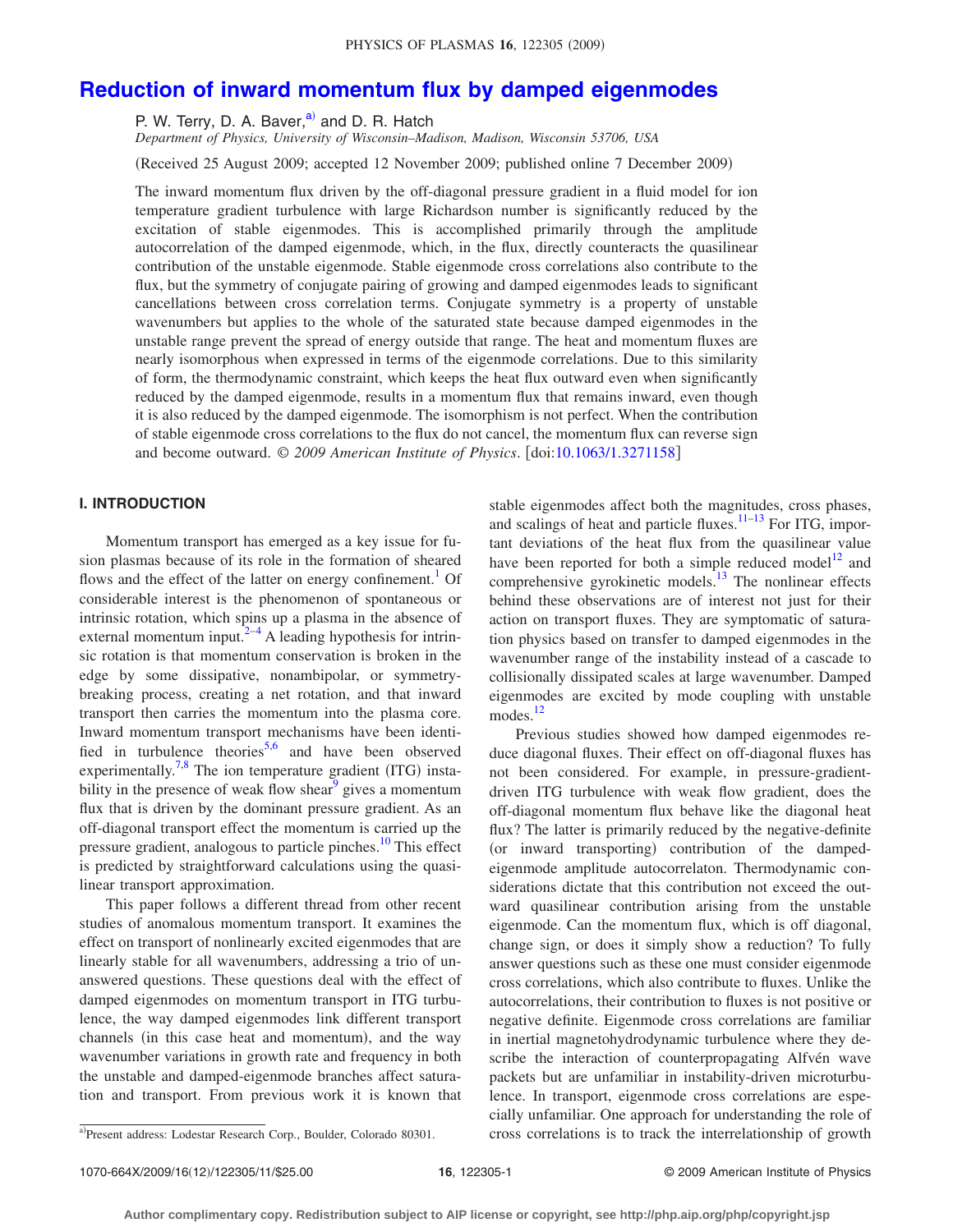# Reduction of inward momentum flux by damped eigenmodes

P. W. Terry, D. A. Baver,[a] and D. R. Hatch

*Department of Physics, University of Wisconsin–Madison, Madison, Wisconsin 53706, USA*

(Received 25 August 2009; accepted 12 November 2009; published online 7 December 2009)

The inward momentum flux driven by the off-diagonal pressure gradient in a fluid model for ion temperature gradient turbulence with large Richardson number is significantly reduced by the excitation of stable eigenmodes. This is accomplished primarily through the amplitude autocorrelation of the damped eigenmode, which, in the flux, directly counteracts the quasilinear contribution of the unstable eigenmode. Stable eigenmode cross correlations also contribute to the flux, but the symmetry of conjugate pairing of growing and damped eigenmodes leads to significant cancellations between cross correlation terms. Conjugate symmetry is a property of unstable wavenumbers but applies to the whole of the saturated state because damped eigenmodes in the unstable range prevent the spread of energy outside that range. The heat and momentum fluxes are nearly isomorphous when expressed in terms of the eigenmode correlations. Due to this similarity of form, the thermodynamic constraint, which keeps the heat flux outward even when significantly reduced by the damped eigenmode, results in a momentum flux that remains inward, even though it is also reduced by the damped eigenmode. The isomorphism is not perfect. When the contribution of stable eigenmode cross correlations to the flux do not cancel, the momentum flux can reverse sign and become outward. *© 2009 American Institute of Physics*. [doi:10.1063/1.3271158]

## I. INTRODUCTION

Momentum transport has emerged as a key issue for fusion plasmas because of its role in the formation of sheared flows and the effect of the latter on energy confinement.[1] Of considerable interest is the phenomenon of spontaneous or intrinsic rotation, which spins up a plasma in the absence of external momentum input.[2–4] A leading hypothesis for intrinsic rotation is that momentum conservation is broken in the edge by some dissipative, nonambipolar, or symmetry-breaking process, creating a net rotation, and that inward transport then carries the momentum into the plasma core. Inward momentum transport mechanisms have been identified in turbulence theories[5,6] and have been observed experimentally.[7,8] The ion temperature gradient (ITG) instability in the presence of weak flow shear[9] gives a momentum flux that is driven by the dominant pressure gradient. As an off-diagonal transport effect the momentum is carried up the pressure gradient, analogous to particle pinches.[10] This effect is predicted by straightforward calculations using the quasilinear transport approximation.

This paper follows a different thread from other recent studies of anomalous momentum transport. It examines the effect on transport of nonlinearly excited eigenmodes that are linearly stable for all wavenumbers, addressing a trio of unanswered questions. These questions deal with the effect of damped eigenmodes on momentum transport in ITG turbulence, the way damped eigenmodes link different transport channels (in this case heat and momentum), and the way wavenumber variations in growth rate and frequency in both the unstable and damped-eigenmode branches affect saturation and transport. From previous work it is known that stable eigenmodes affect both the magnitudes, cross phases, and scalings of heat and particle fluxes.[11–13] For ITG, important deviations of the heat flux from the quasilinear value have been reported for both a simple reduced model[12] and comprehensive gyrokinetic models.[13] The nonlinear effects behind these observations are of interest not just for their action on transport fluxes. They are symptomatic of saturation physics based on transfer to damped eigenmodes in the wavenumber range of the instability instead of a cascade to collisionally dissipated scales at large wavenumber. Damped eigenmodes are excited by mode coupling with unstable modes.[12]

Previous studies showed how damped eigenmodes reduce diagonal fluxes. Their effect on off-diagonal fluxes has not been considered. For example, in pressure-gradient-driven ITG turbulence with weak flow gradient, does the off-diagonal momentum flux behave like the diagonal heat flux? The latter is primarily reduced by the negative-definite (or inward transporting) contribution of the damped-eigenmode amplitude autocorrelaton. Thermodynamic considerations dictate that this contribution not exceed the outward quasilinear contribution arising from the unstable eigenmode. Can the momentum flux, which is off diagonal, change sign, or does it simply show a reduction? To fully answer questions such as these one must consider eigenmode cross correlations, which also contribute to fluxes. Unlike the autocorrelations, their contribution to fluxes is not positive or negative definite. Eigenmode cross correlations are familiar in inertial magnetohydrodynamic turbulence where they describe the interaction of counterpropagating Alfvén wave packets but are unfamiliar in instability-driven microturbulence. In transport, eigenmode cross correlations are especially unfamiliar. One approach for understanding the role of cross correlations is to track the interrelationship of growth

[a] Present address: Lodestar Research Corp., Boulder, Colorado 80301.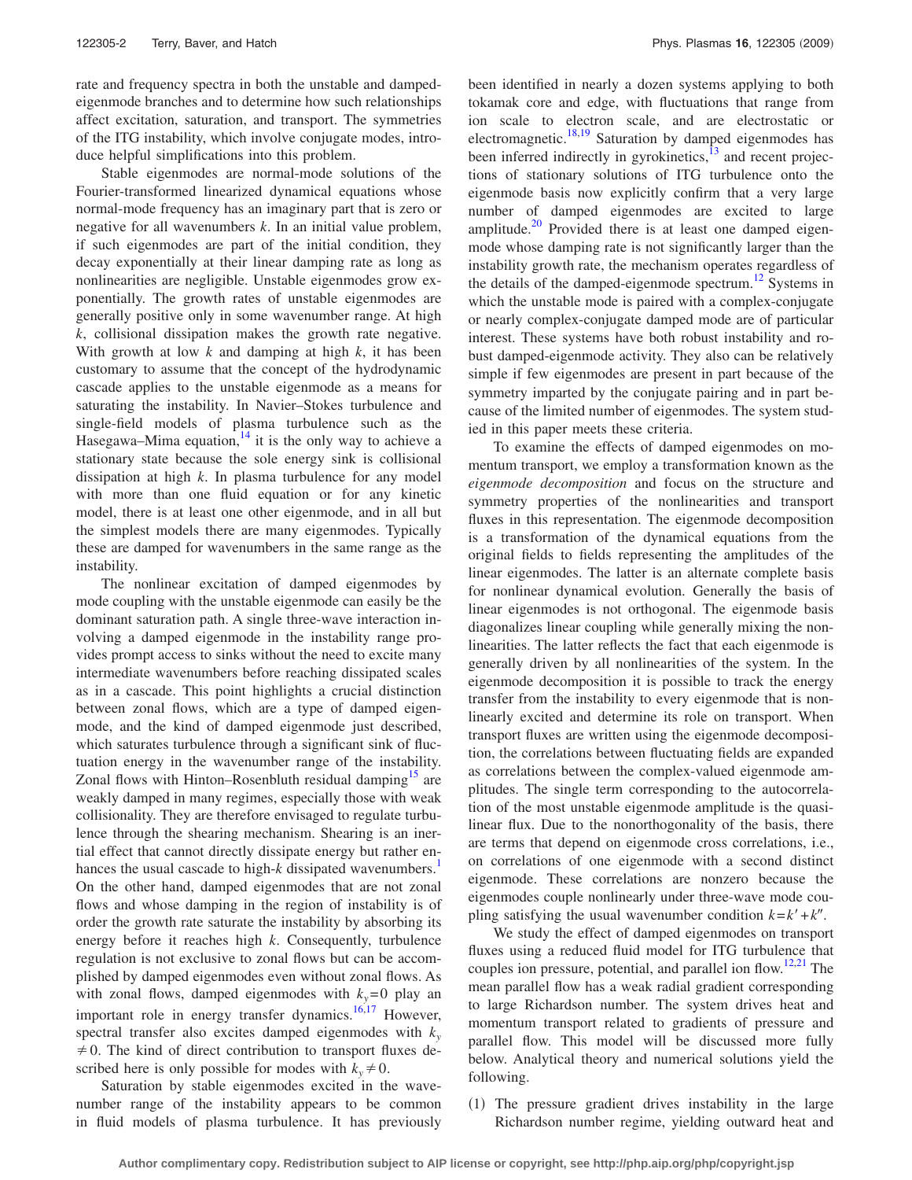rate and frequency spectra in both the unstable and damped-eigenmode branches and to determine how such relationships affect excitation, saturation, and transport. The symmetries of the ITG instability, which involve conjugate modes, introduce helpful simplifications into this problem.

Stable eigenmodes are normal-mode solutions of the Fourier-transformed linearized dynamical equations whose normal-mode frequency has an imaginary part that is zero or negative for all wavenumbers $k$. In an initial value problem, if such eigenmodes are part of the initial condition, they decay exponentially at their linear damping rate as long as nonlinearities are negligible. Unstable eigenmodes grow exponentially. The growth rates of unstable eigenmodes are generally positive only in some wavenumber range. At high $k$, collisional dissipation makes the growth rate negative. With growth at low $k$ and damping at high $k$, it has been customary to assume that the concept of the hydrodynamic cascade applies to the unstable eigenmode as a means for saturating the instability. In Navier–Stokes turbulence and single-field models of plasma turbulence such as the Hasegawa–Mima equation,[14] it is the only way to achieve a stationary state because the sole energy sink is collisional dissipation at high $k$. In plasma turbulence for any model with more than one fluid equation or for any kinetic model, there is at least one other eigenmode, and in all but the simplest models there are many eigenmodes. Typically these are damped for wavenumbers in the same range as the instability.

The nonlinear excitation of damped eigenmodes by mode coupling with the unstable eigenmode can easily be the dominant saturation path. A single three-wave interaction involving a damped eigenmode in the instability range provides prompt access to sinks without the need to excite many intermediate wavenumbers before reaching dissipated scales as in a cascade. This point highlights a crucial distinction between zonal flows, which are a type of damped eigenmode, and the kind of damped eigenmode just described, which saturates turbulence through a significant sink of fluctuation energy in the wavenumber range of the instability. Zonal flows with Hinton–Rosenbluth residual damping[15] are weakly damped in many regimes, especially those with weak collisionality. They are therefore envisaged to regulate turbulence through the shearing mechanism. Shearing is an inertial effect that cannot directly dissipate energy but rather enhances the usual cascade to high-$k$ dissipated wavenumbers.[1] On the other hand, damped eigenmodes that are not zonal flows and whose damping in the region of instability is of order the growth rate saturate the instability by absorbing its energy before it reaches high $k$. Consequently, turbulence regulation is not exclusive to zonal flows but can be accomplished by damped eigenmodes even without zonal flows. As with zonal flows, damped eigenmodes with $k_y=0$ play an important role in energy transfer dynamics.[16,17] However, spectral transfer also excites damped eigenmodes with $k_y \neq 0$. The kind of direct contribution to transport fluxes described here is only possible for modes with $k_y \neq 0$.

Saturation by stable eigenmodes excited in the wavenumber range of the instability appears to be common in fluid models of plasma turbulence. It has previously been identified in nearly a dozen systems applying to both tokamak core and edge, with fluctuations that range from ion scale to electron scale, and are electrostatic or electromagnetic.[18,19] Saturation by damped eigenmodes has been inferred indirectly in gyrokinetics,[13] and recent projections of stationary solutions of ITG turbulence onto the eigenmode basis now explicitly confirm that a very large number of damped eigenmodes are excited to large amplitude.[20] Provided there is at least one damped eigenmode whose damping rate is not significantly larger than the instability growth rate, the mechanism operates regardless of the details of the damped-eigenmode spectrum.[12] Systems in which the unstable mode is paired with a complex-conjugate or nearly complex-conjugate damped mode are of particular interest. These systems have both robust instability and robust damped-eigenmode activity. They also can be relatively simple if few eigenmodes are present in part because of the symmetry imparted by the conjugate pairing and in part because of the limited number of eigenmodes. The system studied in this paper meets these criteria.

To examine the effects of damped eigenmodes on momentum transport, we employ a transformation known as the *eigenmode decomposition* and focus on the structure and symmetry properties of the nonlinearities and transport fluxes in this representation. The eigenmode decomposition is a transformation of the dynamical equations from the original fields to fields representing the amplitudes of the linear eigenmodes. The latter is an alternate complete basis for nonlinear dynamical evolution. Generally the basis of linear eigenmodes is not orthogonal. The eigenmode basis diagonalizes linear coupling while generally mixing the nonlinearities. The latter reflects the fact that each eigenmode is generally driven by all nonlinearities of the system. In the eigenmode decomposition it is possible to track the energy transfer from the instability to every eigenmode that is nonlinearly excited and determine its role on transport. When transport fluxes are written using the eigenmode decomposition, the correlations between fluctuating fields are expanded as correlations between the complex-valued eigenmode amplitudes. The single term corresponding to the autocorrelation of the most unstable eigenmode amplitude is the quasilinear flux. Due to the nonorthogonality of the basis, there are terms that depend on eigenmode cross correlations, i.e., on correlations of one eigenmode with a second distinct eigenmode. These correlations are nonzero because the eigenmodes couple nonlinearly under three-wave mode coupling satisfying the usual wavenumber condition $k=k'+k''$.

We study the effect of damped eigenmodes on transport fluxes using a reduced fluid model for ITG turbulence that couples ion pressure, potential, and parallel ion flow.[12,21] The mean parallel flow has a weak radial gradient corresponding to large Richardson number. The system drives heat and momentum transport related to gradients of pressure and parallel flow. This model will be discussed more fully below. Analytical theory and numerical solutions yield the following.

(1) The pressure gradient drives instability in the large Richardson number regime, yielding outward heat and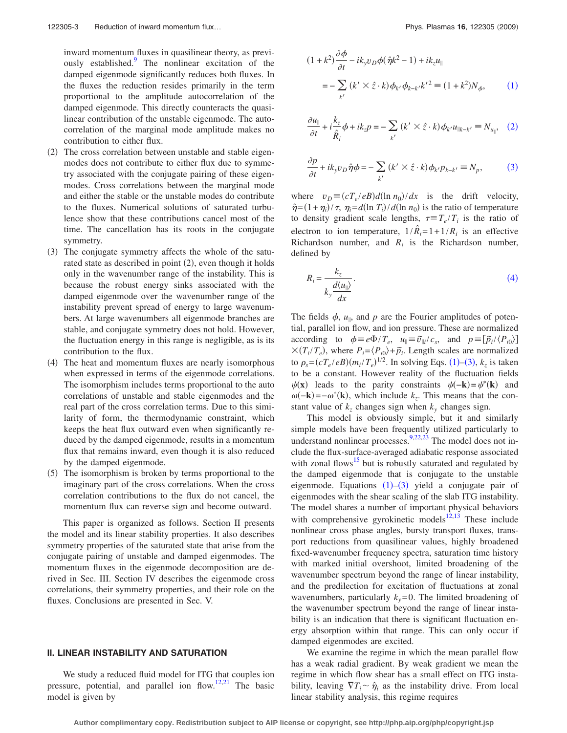inward momentum fluxes in quasilinear theory, as previously established.[9] The nonlinear excitation of the damped eigenmode significantly reduces both fluxes. In the fluxes the reduction resides primarily in the term proportional to the amplitude autocorrelation of the damped eigenmode. This directly counteracts the quasilinear contribution of the unstable eigenmode. The autocorrelation of the marginal mode amplitude makes no contribution to either flux.

(2) The cross correlation between unstable and stable eigenmodes does not contribute to either flux due to symmetry associated with the conjugate pairing of these eigenmodes. Cross correlations between the marginal mode and either the stable or the unstable modes do contribute to the fluxes. Numerical solutions of saturated turbulence show that these contributions cancel most of the time. The cancellation has its roots in the conjugate symmetry.

(3) The conjugate symmetry affects the whole of the saturated state as described in point (2), even though it holds only in the wavenumber range of the instability. This is because the robust energy sinks associated with the damped eigenmode over the wavenumber range of the instability prevent spread of energy to large wavenumbers. At large wavenumbers all eigenmode branches are stable, and conjugate symmetry does not hold. However, the fluctuation energy in this range is negligible, as is its contribution to the flux.

(4) The heat and momentum fluxes are nearly isomorphous when expressed in terms of the eigenmode correlations. The isomorphism includes terms proportional to the auto correlations of unstable and stable eigenmodes and the real part of the cross correlation terms. Due to this similarity of form, the thermodynamic constraint, which keeps the heat flux outward even when significantly reduced by the damped eigenmode, results in a momentum flux that remains inward, even though it is also reduced by the damped eigenmode.

(5) The isomorphism is broken by terms proportional to the imaginary part of the cross correlations. When the cross correlation contributions to the flux do not cancel, the momentum flux can reverse sign and become outward.

This paper is organized as follows. Section II presents the model and its linear stability properties. It also describes symmetry properties of the saturated state that arise from the conjugate pairing of unstable and damped eigenmodes. The momentum fluxes in the eigenmode decomposition are derived in Sec. III. Section IV describes the eigenmode cross correlations, their symmetry properties, and their role on the fluxes. Conclusions are presented in Sec. V.

## II. LINEAR INSTABILITY AND SATURATION

We study a reduced fluid model for ITG that couples ion pressure, potential, and parallel ion flow.[12,21] The basic model is given by

$$(1+k^2)\frac{\partial \phi}{\partial t} - ik_y v_D \phi(\hat{\eta}k^2 - 1) + ik_z u_\parallel = -\sum_{k'} (k' \times \hat{z}\cdot k)\phi_{k'}\phi_{k-k'}k'^2 \equiv (1+k^2)N_\phi, \tag{1}$$

$$\frac{\partial u_\parallel}{\partial t} + i\frac{k_z}{\hat{R}_i}\phi + ik_z p = -\sum_{k'} (k' \times \hat{z}\cdot k)\phi_{k'}u_{\parallel k-k'} \equiv N_{u_\parallel}, \tag{2}$$

$$\frac{\partial p}{\partial t} + ik_y v_D \hat{\eta}\phi = -\sum_{k'} (k' \times \hat{z}\cdot k)\phi_{k'}p_{k-k'} \equiv N_p, \tag{3}$$

where $v_D \equiv (cT_e/eB)d(\ln n_0)/dx$ is the drift velocity, $\hat{\eta}=(1+\eta_i)/\tau$, $\eta_i = d(\ln T_i)/d(\ln n_0)$ is the ratio of temperature to density gradient scale lengths, $\tau \equiv T_e/T_i$ is the ratio of electron to ion temperature, $1/\hat{R}_i = 1+1/R_i$ is an effective Richardson number, and $R_i$ is the Richardson number, defined by

$$R_i = \frac{k_z}{k_y \dfrac{d\langle u_\parallel\rangle}{dx}}. \tag{4}$$

The fields $\phi$, $u_\parallel$, and $p$ are the Fourier amplitudes of potential, parallel ion flow, and ion pressure. These are normalized according to $\phi \equiv e\Phi/T_e$, $u_\parallel \equiv \tilde{v}_{\parallel i}/c_s$, and $p \equiv [\tilde{p}_i/\langle P_{i0}\rangle]\times(T_i/T_e)$, where $P_i = \langle P_{i0}\rangle + \tilde{p}_i$. Length scales are normalized to $\rho_s = (cT_e/eB)(m_i/T_e)^{1/2}$. In solving Eqs. (1)–(3), $k_z$ is taken to be a constant. However reality of the fluctuation fields $\psi(\mathbf{x})$ leads to the parity constraints $\psi(-\mathbf{k}) = \psi^*(\mathbf{k})$ and $\omega(-\mathbf{k}) = -\omega^*(\mathbf{k})$, which include $k_z$. This means that the constant value of $k_z$ changes sign when $k_y$ changes sign.

This model is obviously simple, but it and similarly simple models have been frequently utilized particularly to understand nonlinear processes.[9,22,23] The model does not include the flux-surface-averaged adiabatic response associated with zonal flows[15] but is robustly saturated and regulated by the damped eigenmode that is conjugate to the unstable eigenmode. Equations (1)–(3) yield a conjugate pair of eigenmodes with the shear scaling of the slab ITG instability. The model shares a number of important physical behaviors with comprehensive gyrokinetic models[12,13] These include nonlinear cross phase angles, bursty transport fluxes, transport reductions from quasilinear values, highly broadened fixed-wavenumber frequency spectra, saturation time history with marked initial overshoot, limited broadening of the wavenumber spectrum beyond the range of linear instability, and the predilection for excitation of fluctuations at zonal wavenumbers, particularly $k_y=0$. The limited broadening of the wavenumber spectrum beyond the range of linear instability is an indication that there is significant fluctuation energy absorption within that range. This can only occur if damped eigenmodes are excited.

We examine the regime in which the mean parallel flow has a weak radial gradient. By weak gradient we mean the regime in which flow shear has a small effect on ITG instability, leaving $\nabla T_i \sim \hat{\eta}_i$ as the instability drive. From local linear stability analysis, this regime requires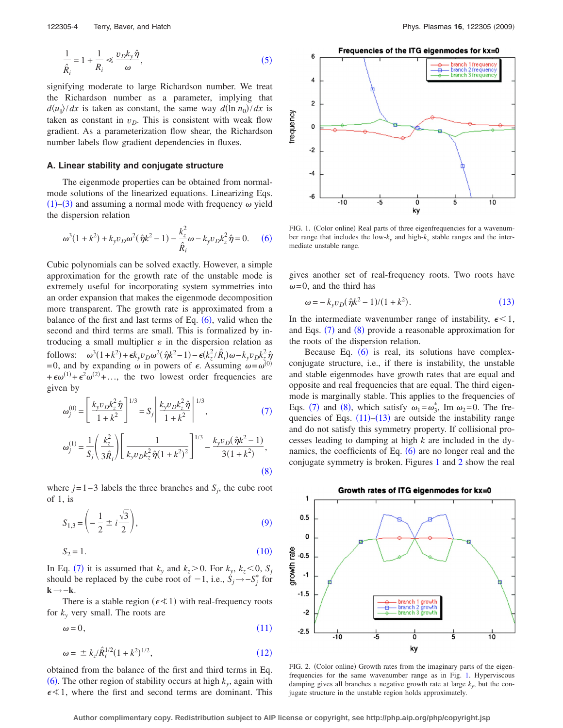$$\frac{1}{\hat{R}_i} = 1 + \frac{1}{R_i} \ll \frac{v_D k_y \hat{\eta}}{\omega}, \tag{5}$$

signifying moderate to large Richardson number. We treat the Richardson number as a parameter, implying that $d\langle u_{\|}\rangle/dx$ is taken as constant, the same way $d(\ln n_0)/dx$ is taken as constant in $v_D$. This is consistent with weak flow gradient. As a parameterization flow shear, the Richardson number labels flow gradient dependencies in fluxes.

### A. Linear stability and conjugate structure

The eigenmode properties can be obtained from normal-mode solutions of the linearized equations. Linearizing Eqs. (1)–(3) and assuming a normal mode with frequency $\omega$ yield the dispersion relation

$$\omega^3(1+k^2) + k_y v_D \omega^2(\hat{\eta}k^2 - 1) - \frac{k_z^2}{\hat{R}_i}\omega - k_y v_D k_z^2 \hat{\eta} = 0. \tag{6}$$

Cubic polynomials can be solved exactly. However, a simple approximation for the growth rate of the unstable mode is extremely useful for incorporating system symmetries into an order expansion that makes the eigenmode decomposition more transparent. The growth rate is approximated from a balance of the first and last terms of Eq. (6), valid when the second and third terms are small. This is formalized by introducing a small multiplier $\varepsilon$ in the dispersion relation as follows: $\omega^3(1+k^2)+\epsilon k_y v_D \omega^2(\hat{\eta}k^2-1)-\epsilon(k_z^2/\hat{R}_i)\omega - k_y v_D k_z^2 \hat{\eta} = 0$, and by expanding $\omega$ in powers of $\epsilon$. Assuming $\omega = \omega^{(0)} + \epsilon\omega^{(1)} + \epsilon^2\omega^{(2)} + \ldots$, the two lowest order frequencies are given by

$$\omega_j^{(0)} = \left[\frac{k_y v_D k_z^2 \hat{\eta}}{1+k^2}\right]^{1/3} = S_j \left|\frac{k_y v_D k_z^2 \hat{\eta}}{1+k^2}\right|^{1/3}, \tag{7}$$

$$\omega_j^{(1)} = \frac{1}{S_j}\left(\frac{k_z^2}{3\hat{R}_i}\right)\left[\frac{1}{k_y v_D k_z^2 \hat{\eta}(1+k^2)^2}\right]^{1/3} - \frac{k_y v_D(\hat{\eta}k^2 - 1)}{3(1+k^2)}, \tag{8}$$

where $j=1$–$3$ labels the three branches and $S_j$, the cube root of 1, is

$$S_{1,3} = \left(-\frac{1}{2} \pm i\frac{\sqrt{3}}{2}\right), \tag{9}$$

$$S_2 = 1. \tag{10}$$

In Eq. (7) it is assumed that $k_y$ and $k_z > 0$. For $k_y$, $k_z < 0$, $S_j$ should be replaced by the cube root of $-1$, i.e., $S_j \to -S_j^*$ for $\mathbf{k} \to -\mathbf{k}$.

There is a stable region ($\epsilon \nless 1$) with real-frequency roots for $k_y$ very small. The roots are

$$\omega = 0, \tag{11}$$

$$\omega = \pm k_z / \hat{R}_i^{1/2}(1+k^2)^{1/2}, \tag{12}$$

obtained from the balance of the first and third terms in Eq. (6). The other region of stability occurs at high $k_y$, again with $\epsilon \nless 1$, where the first and second terms are dominant. This gives another set of real-frequency roots. Two roots have $\omega = 0$, and the third has

$$\omega = -k_y v_D(\hat{\eta}k^2 - 1)/(1+k^2). \tag{13}$$

In the intermediate wavenumber range of instability, $\epsilon < 1$, and Eqs. (7) and (8) provide a reasonable approximation for the roots of the dispersion relation.

Because Eq. (6) is real, its solutions have complex-conjugate structure, i.e., if there is instability, the unstable and stable eigenmodes have growth rates that are equal and opposite and real frequencies that are equal. The third eigenmode is marginally stable. This applies to the frequencies of Eqs. (7) and (8), which satisfy $\omega_1 = \omega_3^*$, Im $\omega_2 = 0$. The frequencies of Eqs. (11)–(13) are outside the instability range and do not satisfy this symmetry property. If collisional processes leading to damping at high $k$ are included in the dynamics, the coefficients of Eq. (6) are no longer real and the conjugate symmetry is broken. Figures 1 and 2 show the real

FIG. 1. (Color online) Real parts of three eigenfrequencies for a wavenumber range that includes the low-$k_y$ and high-$k_y$ stable ranges and the intermediate unstable range.

FIG. 2. (Color online) Growth rates from the imaginary parts of the eigenfrequencies for the same wavenumber range as in Fig. 1. Hyperviscous damping gives all branches a negative growth rate at large $k_y$, but the conjugate structure in the unstable region holds approximately.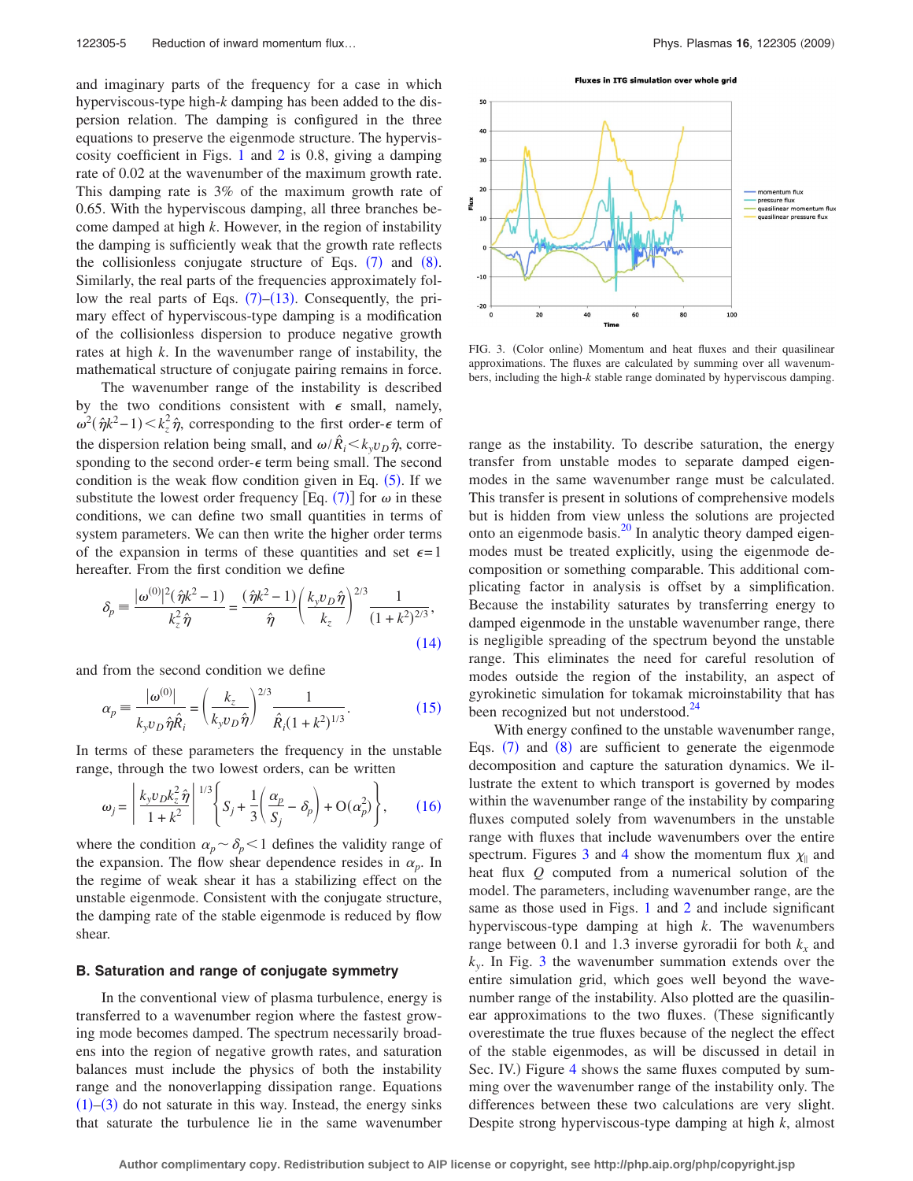and imaginary parts of the frequency for a case in which hyperviscous-type high-$k$ damping has been added to the dispersion relation. The damping is configured in the three equations to preserve the eigenmode structure. The hyperviscosity coefficient in Figs. 1 and 2 is 0.8, giving a damping rate of 0.02 at the wavenumber of the maximum growth rate. This damping rate is 3% of the maximum growth rate of 0.65. With the hyperviscous damping, all three branches become damped at high $k$. However, in the region of instability the damping is sufficiently weak that the growth rate reflects the collisionless conjugate structure of Eqs. (7) and (8). Similarly, the real parts of the frequencies approximately follow the real parts of Eqs. (7)–(13). Consequently, the primary effect of hyperviscous-type damping is a modification of the collisionless dispersion to produce negative growth rates at high $k$. In the wavenumber range of instability, the mathematical structure of conjugate pairing remains in force.

The wavenumber range of the instability is described by the two conditions consistent with $\epsilon$ small, namely, $\omega^2(\hat{\eta}k^2-1)<k_z^2\hat{\eta}$, corresponding to the first order-$\epsilon$ term of the dispersion relation being small, and $\omega/\hat{R}_i<k_y v_D\hat{\eta}$, corresponding to the second order-$\epsilon$ term being small. The second condition is the weak flow condition given in Eq. (5). If we substitute the lowest order frequency [Eq. (7)] for $\omega$ in these conditions, we can define two small quantities in terms of system parameters. We can then write the higher order terms of the expansion in terms of these quantities and set $\epsilon=1$ hereafter. From the first condition we define

$$\delta_p \equiv \frac{|\omega^{(0)}|^2(\hat{\eta}k^2-1)}{k_z^2\hat{\eta}} = \frac{(\hat{\eta}k^2-1)}{\hat{\eta}}\left(\frac{k_y v_D\hat{\eta}}{k_z}\right)^{2/3}\frac{1}{(1+k^2)^{2/3}}, \tag{14}$$

and from the second condition we define

$$\alpha_p \equiv \frac{|\omega^{(0)}|}{k_y v_D\hat{\eta}\hat{R}_i} = \left(\frac{k_z}{k_y v_D\hat{\eta}}\right)^{2/3}\frac{1}{\hat{R}_i(1+k^2)^{1/3}}. \tag{15}$$

In terms of these parameters the frequency in the unstable range, through the two lowest orders, can be written

$$\omega_j = \left|\frac{k_y v_D k_z^2\hat{\eta}}{1+k^2}\right|^{1/3}\left\{S_j+\frac{1}{3}\left(\frac{\alpha_p}{S_j}-\delta_p\right)+\mathrm{O}(\alpha_p^2)\right\}, \tag{16}$$

where the condition $\alpha_p\sim\delta_p<1$ defines the validity range of the expansion. The flow shear dependence resides in $\alpha_p$. In the regime of weak shear it has a stabilizing effect on the unstable eigenmode. Consistent with the conjugate structure, the damping rate of the stable eigenmode is reduced by flow shear.

### B. Saturation and range of conjugate symmetry

In the conventional view of plasma turbulence, energy is transferred to a wavenumber region where the fastest growing mode becomes damped. The spectrum necessarily broadens into the region of negative growth rates, and saturation balances must include the physics of both the instability range and the nonoverlapping dissipation range. Equations (1)–(3) do not saturate in this way. Instead, the energy sinks that saturate the turbulence lie in the same wavenumber range as the instability. To describe saturation, the energy transfer from unstable modes to separate damped eigenmodes in the same wavenumber range must be calculated. This transfer is present in solutions of comprehensive models but is hidden from view unless the solutions are projected onto an eigenmode basis.[20] In analytic theory damped eigenmodes must be treated explicitly, using the eigenmode decomposition or something comparable. This additional complicating factor in analysis is offset by a simplification. Because the instability saturates by transferring energy to damped eigenmode in the unstable wavenumber range, there is negligible spreading of the spectrum beyond the unstable range. This eliminates the need for careful resolution of modes outside the region of the instability, an aspect of gyrokinetic simulation for tokamak microinstability that has been recognized but not understood.[24]

FIG. 3. (Color online) Momentum and heat fluxes and their quasilinear approximations. The fluxes are calculated by summing over all wavenumbers, including the high-$k$ stable range dominated by hyperviscous damping.

With energy confined to the unstable wavenumber range, Eqs. (7) and (8) are sufficient to generate the eigenmode decomposition and capture the saturation dynamics. We illustrate the extent to which transport is governed by modes within the wavenumber range of the instability by comparing fluxes computed solely from wavenumbers in the unstable range with fluxes that include wavenumbers over the entire spectrum. Figures 3 and 4 show the momentum flux $\chi_{\parallel}$ and heat flux $Q$ computed from a numerical solution of the model. The parameters, including wavenumber range, are the same as those used in Figs. 1 and 2 and include significant hyperviscous-type damping at high $k$. The wavenumbers range between 0.1 and 1.3 inverse gyroradii for both $k_x$ and $k_y$. In Fig. 3 the wavenumber summation extends over the entire simulation grid, which goes well beyond the wavenumber range of the instability. Also plotted are the quasilinear approximations to the two fluxes. (These significantly overestimate the true fluxes because of the neglect the effect of the stable eigenmodes, as will be discussed in detail in Sec. IV.) Figure 4 shows the same fluxes computed by summing over the wavenumber range of the instability only. The differences between these two calculations are very slight. Despite strong hyperviscous-type damping at high $k$, almost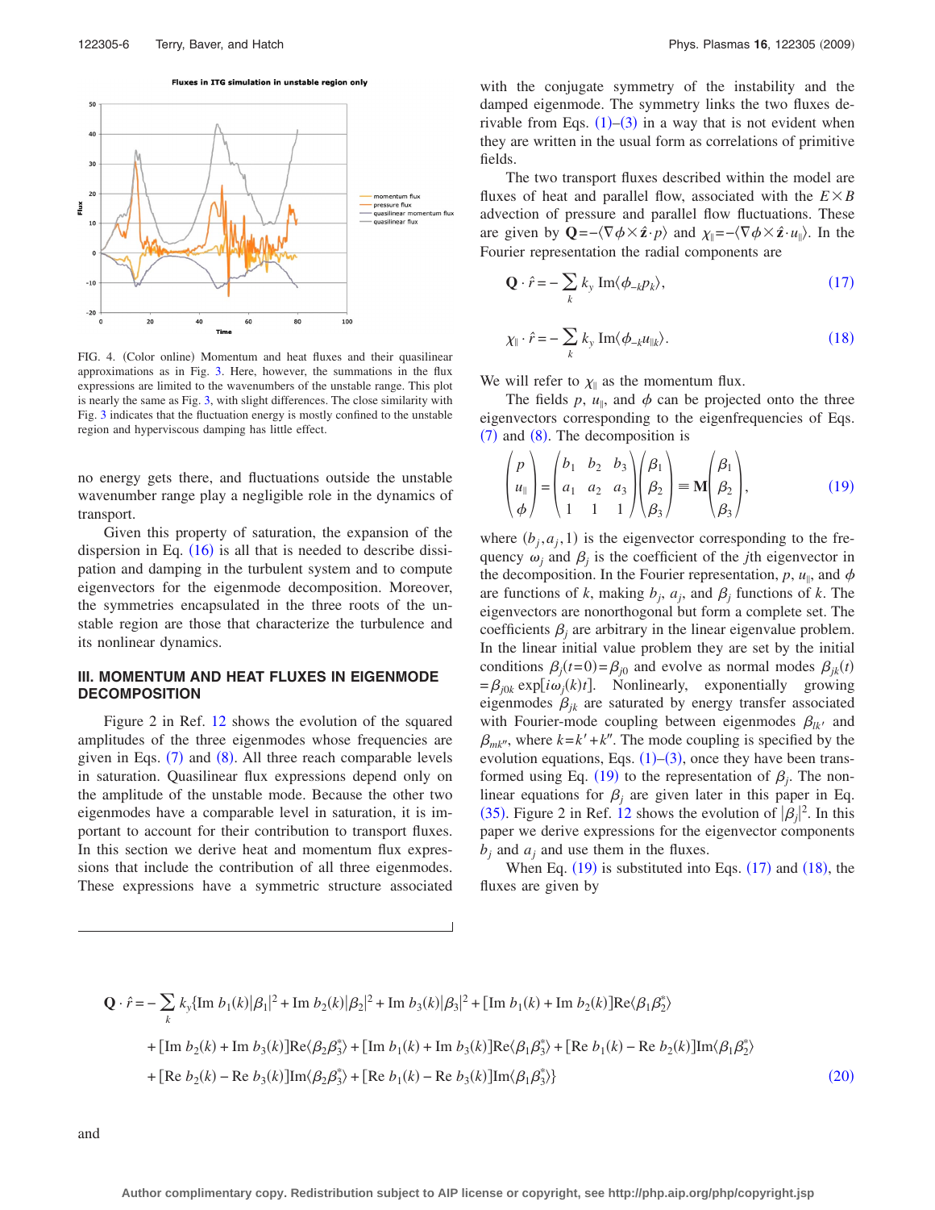FIG. 4. (Color online) Momentum and heat fluxes and their quasilinear approximations as in Fig. 3. Here, however, the summations in the flux expressions are limited to the wavenumbers of the unstable range. This plot is nearly the same as Fig. 3, with slight differences. The close similarity with Fig. 3 indicates that the fluctuation energy is mostly confined to the unstable region and hyperviscous damping has little effect.

no energy gets there, and fluctuations outside the unstable wavenumber range play a negligible role in the dynamics of transport.

Given this property of saturation, the expansion of the dispersion in Eq. (16) is all that is needed to describe dissipation and damping in the turbulent system and to compute eigenvectors for the eigenmode decomposition. Moreover, the symmetries encapsulated in the three roots of the unstable region are those that characterize the turbulence and its nonlinear dynamics.

## III. MOMENTUM AND HEAT FLUXES IN EIGENMODE DECOMPOSITION

Figure 2 in Ref. 12 shows the evolution of the squared amplitudes of the three eigenmodes whose frequencies are given in Eqs. (7) and (8). All three reach comparable levels in saturation. Quasilinear flux expressions depend only on the amplitude of the unstable mode. Because the other two eigenmodes have a comparable level in saturation, it is important to account for their contribution to transport fluxes. In this section we derive heat and momentum flux expressions that include the contribution of all three eigenmodes. These expressions have a symmetric structure associated with the conjugate symmetry of the instability and the damped eigenmode. The symmetry links the two fluxes derivable from Eqs. (1)–(3) in a way that is not evident when they are written in the usual form as correlations of primitive fields.

The two transport fluxes described within the model are fluxes of heat and parallel flow, associated with the $E\times B$ advection of pressure and parallel flow fluctuations. These are given by $\mathbf{Q}=-\langle\nabla\phi\times\hat{\mathbf{z}}\cdot p\rangle$ and $\chi_{\parallel}=-\langle\nabla\phi\times\hat{\mathbf{z}}\cdot u_{\parallel}\rangle$. In the Fourier representation the radial components are

$$\mathbf{Q}\cdot\hat{r}=-\sum_k k_y\,\mathrm{Im}\langle\phi_{-k}p_k\rangle, \tag{17}$$

$$\chi_{\parallel}\cdot\hat{r}=-\sum_k k_y\,\mathrm{Im}\langle\phi_{-k}u_{\parallel k}\rangle. \tag{18}$$

We will refer to $\chi_{\parallel}$ as the momentum flux.

The fields $p$, $u_{\parallel}$, and $\phi$ can be projected onto the three eigenvectors corresponding to the eigenfrequencies of Eqs. (7) and (8). The decomposition is

$$\begin{pmatrix} p \\ u_{\parallel} \\ \phi \end{pmatrix}=\begin{pmatrix} b_1 & b_2 & b_3 \\ a_1 & a_2 & a_3 \\ 1 & 1 & 1 \end{pmatrix}\begin{pmatrix} \beta_1 \\ \beta_2 \\ \beta_3 \end{pmatrix}\equiv\mathbf{M}\begin{pmatrix} \beta_1 \\ \beta_2 \\ \beta_3 \end{pmatrix}, \tag{19}$$

where $(b_j,a_j,1)$ is the eigenvector corresponding to the frequency $\omega_j$ and $\beta_j$ is the coefficient of the $j$th eigenvector in the decomposition. In the Fourier representation, $p$, $u_{\parallel}$, and $\phi$ are functions of $k$, making $b_j$, $a_j$, and $\beta_j$ functions of $k$. The eigenvectors are nonorthogonal but form a complete set. The coefficients $\beta_j$ are arbitrary in the linear eigenvalue problem. In the linear initial value problem they are set by the initial conditions $\beta_j(t=0)=\beta_{j0}$ and evolve as normal modes $\beta_{jk}(t)=\beta_{j0k}\exp[i\omega_j(k)t]$. Nonlinearly, exponentially growing eigenmodes $\beta_{jk}$ are saturated by energy transfer associated with Fourier-mode coupling between eigenmodes $\beta_{lk'}$ and $\beta_{mk''}$, where $k=k'+k''$. The mode coupling is specified by the evolution equations, Eqs. (1)–(3), once they have been transformed using Eq. (19) to the representation of $\beta_j$. The nonlinear equations for $\beta_j$ are given later in this paper in Eq. (35). Figure 2 in Ref. 12 shows the evolution of $|\beta_j|^2$. In this paper we derive expressions for the eigenvector components $b_j$ and $a_j$ and use them in the fluxes.

When Eq. (19) is substituted into Eqs. (17) and (18), the fluxes are given by

$$\begin{aligned}\mathbf{Q}\cdot\hat{r}=-\sum_k k_y\{&\mathrm{Im}\,b_1(k)|\beta_1|^2+\mathrm{Im}\,b_2(k)|\beta_2|^2+\mathrm{Im}\,b_3(k)|\beta_3|^2+[\mathrm{Im}\,b_1(k)+\mathrm{Im}\,b_2(k)]\mathrm{Re}\langle\beta_1\beta_2^*\rangle\\&+[\mathrm{Im}\,b_2(k)+\mathrm{Im}\,b_3(k)]\mathrm{Re}\langle\beta_2\beta_3^*\rangle+[\mathrm{Im}\,b_1(k)+\mathrm{Im}\,b_3(k)]\mathrm{Re}\langle\beta_1\beta_3^*\rangle+[\mathrm{Re}\,b_1(k)-\mathrm{Re}\,b_2(k)]\mathrm{Im}\langle\beta_1\beta_2^*\rangle\\&+[\mathrm{Re}\,b_2(k)-\mathrm{Re}\,b_3(k)]\mathrm{Im}\langle\beta_2\beta_3^*\rangle+[\mathrm{Re}\,b_1(k)-\mathrm{Re}\,b_3(k)]\mathrm{Im}\langle\beta_1\beta_3^*\rangle\}\end{aligned} \tag{20}$$

and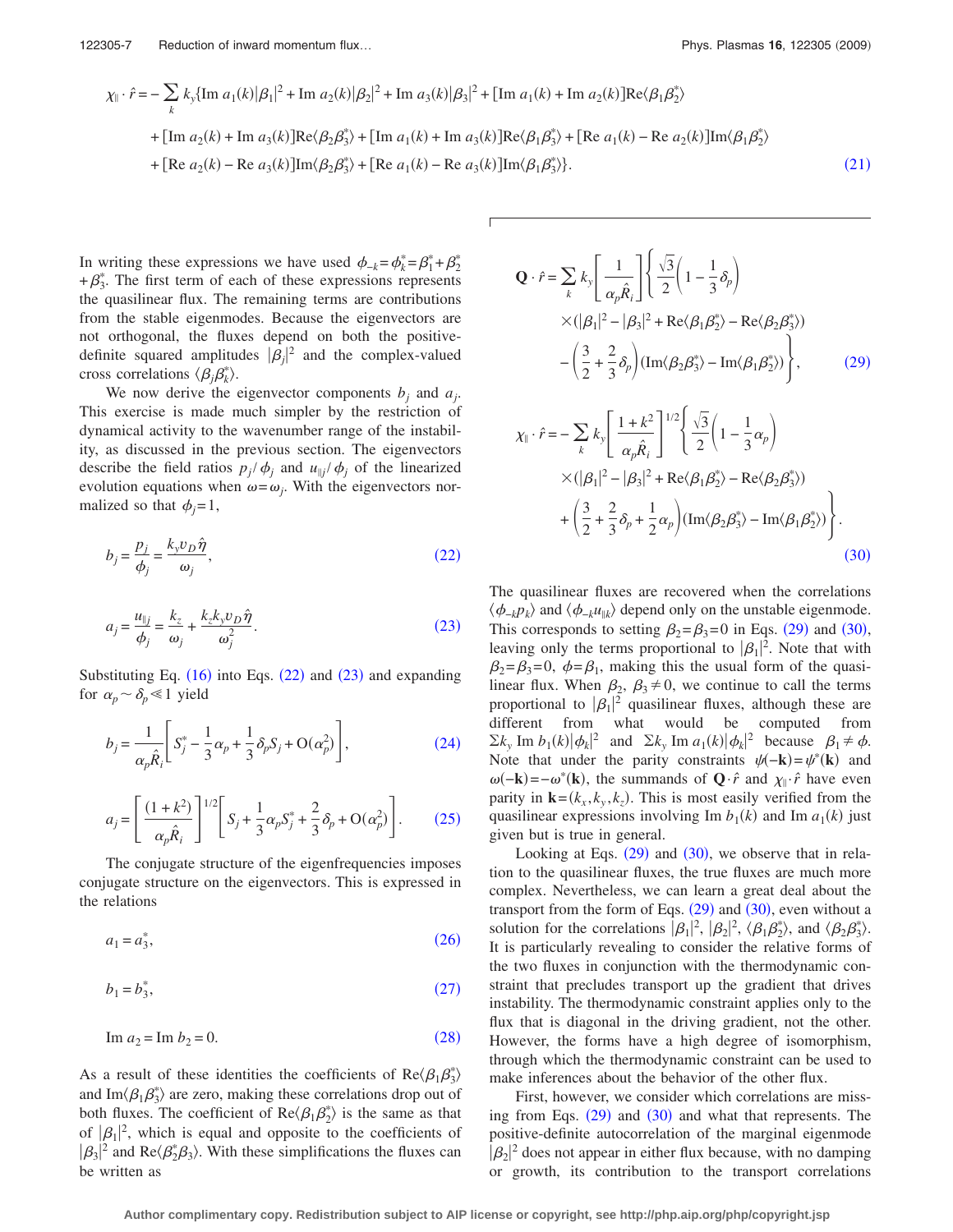$$
\begin{aligned}
\chi_\parallel \cdot \hat{r} = -\sum_k k_y\{&\text{Im } a_1(k)|\beta_1|^2 + \text{Im } a_2(k)|\beta_2|^2 + \text{Im } a_3(k)|\beta_3|^2 + [\text{Im } a_1(k) + \text{Im } a_2(k)]\text{Re}\langle\beta_1\beta_2^*\rangle \\
&+ [\text{Im } a_2(k) + \text{Im } a_3(k)]\text{Re}\langle\beta_2\beta_3^*\rangle + [\text{Im } a_1(k) + \text{Im } a_3(k)]\text{Re}\langle\beta_1\beta_3^*\rangle + [\text{Re } a_1(k) - \text{Re } a_2(k)]\text{Im}\langle\beta_1\beta_2^*\rangle \\
&+ [\text{Re } a_2(k) - \text{Re } a_3(k)]\text{Im}\langle\beta_2\beta_3^*\rangle + [\text{Re } a_1(k) - \text{Re } a_3(k)]\text{Im}\langle\beta_1\beta_3^*\rangle\}. 
\end{aligned} \tag{21}
$$

In writing these expressions we have used $\phi_{-k} = \phi_k^* = \beta_1^* + \beta_2^* + \beta_3^*$. The first term of each of these expressions represents the quasilinear flux. The remaining terms are contributions from the stable eigenmodes. Because the eigenvectors are not orthogonal, the fluxes depend on both the positive-definite squared amplitudes $|\beta_j|^2$ and the complex-valued cross correlations $\langle\beta_j\beta_k^*\rangle$.

We now derive the eigenvector components $b_j$ and $a_j$. This exercise is made much simpler by the restriction of dynamical activity to the wavenumber range of the instability, as discussed in the previous section. The eigenvectors describe the field ratios $p_j/\phi_j$ and $u_{\parallel j}/\phi_j$ of the linearized evolution equations when $\omega = \omega_j$. With the eigenvectors normalized so that $\phi_j = 1$,

$$
b_j = \frac{p_j}{\phi_j} = \frac{k_y v_D \hat{\eta}}{\omega_j}, \tag{22}
$$

$$
a_j = \frac{u_{\parallel j}}{\phi_j} = \frac{k_z}{\omega_j} + \frac{k_z k_y v_D \hat{\eta}}{\omega_j^2}. \tag{23}
$$

Substituting Eq. (16) into Eqs. (22) and (23) and expanding for $\alpha_p \sim \delta_p \ll 1$ yield

$$
b_j = \frac{1}{\alpha_p \hat{R}_i}\left[S_j^* - \frac{1}{3}\alpha_p + \frac{1}{3}\delta_p S_j + \text{O}(\alpha_p^2)\right], \tag{24}
$$

$$
a_j = \left[\frac{(1+k^2)}{\alpha_p \hat{R}_i}\right]^{1/2}\left[S_j + \frac{1}{3}\alpha_p S_j^* + \frac{2}{3}\delta_p + \text{O}(\alpha_p^2)\right]. \tag{25}
$$

The conjugate structure of the eigenfrequencies imposes conjugate structure on the eigenvectors. This is expressed in the relations

$$
a_1 = a_3^*, \tag{26}
$$

$$
b_1 = b_3^*, \tag{27}
$$

$$
\text{Im } a_2 = \text{Im } b_2 = 0. \tag{28}
$$

As a result of these identities the coefficients of $\text{Re}\langle\beta_1\beta_3^*\rangle$ and $\text{Im}\langle\beta_1\beta_3^*\rangle$ are zero, making these correlations drop out of both fluxes. The coefficient of $\text{Re}\langle\beta_1\beta_2^*\rangle$ is the same as that of $|\beta_1|^2$, which is equal and opposite to the coefficients of $|\beta_3|^2$ and $\text{Re}\langle\beta_2^*\beta_3\rangle$. With these simplifications the fluxes can be written as

$$
\begin{aligned}
\mathbf{Q}\cdot\hat{r} = \sum_k k_y\left[\frac{1}{\alpha_p \hat{R}_i}\right]\Bigg\{&\frac{\sqrt{3}}{2}\left(1 - \frac{1}{3}\delta_p\right) \\
&\times(|\beta_1|^2 - |\beta_3|^2 + \text{Re}\langle\beta_1\beta_2^*\rangle - \text{Re}\langle\beta_2\beta_3^*\rangle) \\
&-\left(\frac{3}{2} + \frac{2}{3}\delta_p\right)(\text{Im}\langle\beta_2\beta_3^*\rangle - \text{Im}\langle\beta_1\beta_2^*\rangle)\Bigg\},
\end{aligned} \tag{29}
$$

$$
\begin{aligned}
\chi_\parallel\cdot\hat{r} = -\sum_k k_y\left[\frac{1+k^2}{\alpha_p \hat{R}_i}\right]^{1/2}\Bigg\{&\frac{\sqrt{3}}{2}\left(1 - \frac{1}{3}\alpha_p\right) \\
&\times(|\beta_1|^2 - |\beta_3|^2 + \text{Re}\langle\beta_1\beta_2^*\rangle - \text{Re}\langle\beta_2\beta_3^*\rangle) \\
&+\left(\frac{3}{2} + \frac{2}{3}\delta_p + \frac{1}{2}\alpha_p\right)(\text{Im}\langle\beta_2\beta_3^*\rangle - \text{Im}\langle\beta_1\beta_2^*\rangle)\Bigg\}.
\end{aligned} \tag{30}
$$

The quasilinear fluxes are recovered when the correlations $\langle\phi_{-k}p_k\rangle$ and $\langle\phi_{-k}u_{\parallel k}\rangle$ depend only on the unstable eigenmode. This corresponds to setting $\beta_2 = \beta_3 = 0$ in Eqs. (29) and (30), leaving only the terms proportional to $|\beta_1|^2$. Note that with $\beta_2 = \beta_3 = 0$, $\phi = \beta_1$, making this the usual form of the quasilinear flux. When $\beta_2$, $\beta_3 \neq 0$, we continue to call the terms proportional to $|\beta_1|^2$ quasilinear fluxes, although these are different from what would be computed from $\Sigma k_y \text{ Im } b_1(k)|\phi_k|^2$ and $\Sigma k_y \text{ Im } a_1(k)|\phi_k|^2$ because $\beta_1 \neq \phi$. Note that with the parity constraints $\psi(-\mathbf{k}) = \psi^*(\mathbf{k})$ and $\omega(-\mathbf{k}) = -\omega^*(\mathbf{k})$, the summands of $\mathbf{Q}\cdot\hat{r}$ and $\chi_\parallel\cdot\hat{r}$ have even parity in $\mathbf{k} = (k_x, k_y, k_z)$. This is most easily verified from the quasilinear expressions involving $\text{Im } b_1(k)$ and $\text{Im } a_1(k)$ just given but is true in general.

Looking at Eqs. (29) and (30), we observe that in relation to the quasilinear fluxes, the true fluxes are much more complex. Nevertheless, we can learn a great deal about the transport from the form of Eqs. (29) and (30), even without a solution for the correlations $|\beta_1|^2$, $|\beta_2|^2$, $\langle\beta_1\beta_2^*\rangle$, and $\langle\beta_2\beta_3^*\rangle$. It is particularly revealing to consider the relative forms of the two fluxes in conjunction with the thermodynamic constraint that precludes transport up the gradient that drives instability. The thermodynamic constraint applies only to the flux that is diagonal in the driving gradient, not the other. However, the forms have a high degree of isomorphism, through which the thermodynamic constraint can be used to make inferences about the behavior of the other flux.

First, however, we consider which correlations are missing from Eqs. (29) and (30) and what that represents. The positive-definite autocorrelation of the marginal eigenmode $|\beta_2|^2$ does not appear in either flux because, with no damping or growth, its contribution to the transport correlations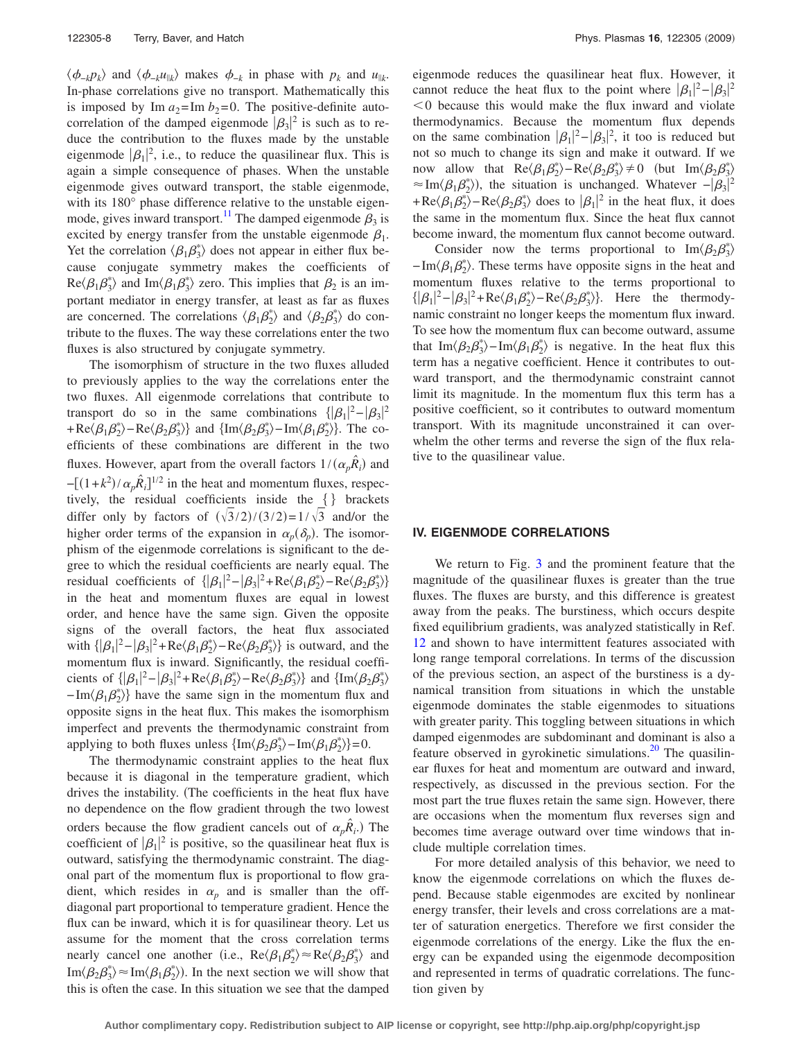$\langle \phi_{-k} p_k \rangle$ and $\langle \phi_{-k} u_{\parallel k} \rangle$ makes $\phi_{-k}$ in phase with $p_k$ and $u_{\parallel k}$. In-phase correlations give no transport. Mathematically this is imposed by $\text{Im}\, a_2 = \text{Im}\, b_2 = 0$. The positive-definite autocorrelation of the damped eigenmode $|\beta_3|^2$ is such as to reduce the contribution to the fluxes made by the unstable eigenmode $|\beta_1|^2$, i.e., to reduce the quasilinear flux. This is again a simple consequence of phases. When the unstable eigenmode gives outward transport, the stable eigenmode, with its 180° phase difference relative to the unstable eigenmode, gives inward transport.[11] The damped eigenmode $\beta_3$ is excited by energy transfer from the unstable eigenmode $\beta_1$. Yet the correlation $\langle \beta_1 \beta_3^* \rangle$ does not appear in either flux because conjugate symmetry makes the coefficients of $\text{Re}\langle \beta_1 \beta_3^* \rangle$ and $\text{Im}\langle \beta_1 \beta_3^* \rangle$ zero. This implies that $\beta_2$ is an important mediator in energy transfer, at least as far as fluxes are concerned. The correlations $\langle \beta_1 \beta_2^* \rangle$ and $\langle \beta_2 \beta_3^* \rangle$ do contribute to the fluxes. The way these correlations enter the two fluxes is also structured by conjugate symmetry.

The isomorphism of structure in the two fluxes alluded to previously applies to the way the correlations enter the two fluxes. All eigenmode correlations that contribute to transport do so in the same combinations $\{|\beta_1|^2 - |\beta_3|^2 + \text{Re}\langle \beta_1 \beta_2^* \rangle - \text{Re}\langle \beta_2 \beta_3^* \rangle\}$ and $\{\text{Im}\langle \beta_2 \beta_3^* \rangle - \text{Im}\langle \beta_1 \beta_2^* \rangle\}$. The coefficients of these combinations are different in the two fluxes. However, apart from the overall factors $1/(\alpha_p \hat{R}_i)$ and $-[(1+k^2)/\alpha_p \hat{R}_i]^{1/2}$ in the heat and momentum fluxes, respectively, the residual coefficients inside the $\{\}$ brackets differ only by factors of $(\sqrt{3}/2)/(3/2) = 1/\sqrt{3}$ and/or the higher order terms of the expansion in $\alpha_p(\delta_p)$. The isomorphism of the eigenmode correlations is significant to the degree to which the residual coefficients are nearly equal. The residual coefficients of $\{|\beta_1|^2 - |\beta_3|^2 + \text{Re}\langle \beta_1 \beta_2^* \rangle - \text{Re}\langle \beta_2 \beta_3^* \rangle\}$ in the heat and momentum fluxes are equal in lowest order, and hence have the same sign. Given the opposite signs of the overall factors, the heat flux associated with $\{|\beta_1|^2 - |\beta_3|^2 + \text{Re}\langle \beta_1 \beta_2^* \rangle - \text{Re}\langle \beta_2 \beta_3^* \rangle\}$ is outward, and the momentum flux is inward. Significantly, the residual coefficients of $\{|\beta_1|^2 - |\beta_3|^2 + \text{Re}\langle \beta_1 \beta_2^* \rangle - \text{Re}\langle \beta_2 \beta_3^* \rangle\}$ and $\{\text{Im}\langle \beta_2 \beta_3^* \rangle - \text{Im}\langle \beta_1 \beta_2^* \rangle\}$ have the same sign in the momentum flux and opposite signs in the heat flux. This makes the isomorphism imperfect and prevents the thermodynamic constraint from applying to both fluxes unless $\{\text{Im}\langle \beta_2 \beta_3^* \rangle - \text{Im}\langle \beta_1 \beta_2^* \rangle\} = 0$.

The thermodynamic constraint applies to the heat flux because it is diagonal in the temperature gradient, which drives the instability. (The coefficients in the heat flux have no dependence on the flow gradient through the two lowest orders because the flow gradient cancels out of $\alpha_p \hat{R}_i$.) The coefficient of $|\beta_1|^2$ is positive, so the quasilinear heat flux is outward, satisfying the thermodynamic constraint. The diagonal part of the momentum flux is proportional to flow gradient, which resides in $\alpha_p$ and is smaller than the off-diagonal part proportional to temperature gradient. Hence the flux can be inward, which it is for quasilinear theory. Let us assume for the moment that the cross correlation terms nearly cancel one another (i.e., $\text{Re}\langle \beta_1 \beta_2^* \rangle \approx \text{Re}\langle \beta_2 \beta_3^* \rangle$ and $\text{Im}\langle \beta_2 \beta_3^* \rangle \approx \text{Im}\langle \beta_1 \beta_2^* \rangle$). In the next section we will show that this is often the case. In this situation we see that the damped eigenmode reduces the quasilinear heat flux. However, it cannot reduce the heat flux to the point where $|\beta_1|^2 - |\beta_3|^2 < 0$ because this would make the flux inward and violate thermodynamics. Because the momentum flux depends on the same combination $|\beta_1|^2 - |\beta_3|^2$, it too is reduced but not so much to change its sign and make it outward. If we now allow that $\text{Re}\langle \beta_1 \beta_2^* \rangle - \text{Re}\langle \beta_2 \beta_3^* \rangle \neq 0$ (but $\text{Im}\langle \beta_2 \beta_3^* \rangle \approx \text{Im}\langle \beta_1 \beta_2^* \rangle$), the situation is unchanged. Whatever $-|\beta_3|^2 + \text{Re}\langle \beta_1 \beta_2^* \rangle - \text{Re}\langle \beta_2 \beta_3^* \rangle$ does to $|\beta_1|^2$ in the heat flux, it does the same in the momentum flux. Since the heat flux cannot become inward, the momentum flux cannot become outward.

Consider now the terms proportional to $\text{Im}\langle \beta_2 \beta_3^* \rangle - \text{Im}\langle \beta_1 \beta_2^* \rangle$. These terms have opposite signs in the heat and momentum fluxes relative to the terms proportional to $\{|\beta_1|^2 - |\beta_3|^2 + \text{Re}\langle \beta_1 \beta_2^* \rangle - \text{Re}\langle \beta_2 \beta_3^* \rangle\}$. Here the thermodynamic constraint no longer keeps the momentum flux inward. To see how the momentum flux can become outward, assume that $\text{Im}\langle \beta_2 \beta_3^* \rangle - \text{Im}\langle \beta_1 \beta_2^* \rangle$ is negative. In the heat flux this term has a negative coefficient. Hence it contributes to outward transport, and the thermodynamic constraint cannot limit its magnitude. In the momentum flux this term has a positive coefficient, so it contributes to outward momentum transport. With its magnitude unconstrained it can overwhelm the other terms and reverse the sign of the flux relative to the quasilinear value.

## IV. EIGENMODE CORRELATIONS

We return to Fig. 3 and the prominent feature that the magnitude of the quasilinear fluxes is greater than the true fluxes. The fluxes are bursty, and this difference is greatest away from the peaks. The burstiness, which occurs despite fixed equilibrium gradients, was analyzed statistically in Ref. 12 and shown to have intermittent features associated with long range temporal correlations. In terms of the discussion of the previous section, an aspect of the burstiness is a dynamical transition from situations in which the unstable eigenmode dominates the stable eigenmodes to situations with greater parity. This toggling between situations in which damped eigenmodes are subdominant and dominant is also a feature observed in gyrokinetic simulations.[20] The quasilinear fluxes for heat and momentum are outward and inward, respectively, as discussed in the previous section. For the most part the true fluxes retain the same sign. However, there are occasions when the momentum flux reverses sign and becomes time average outward over time windows that include multiple correlation times.

For more detailed analysis of this behavior, we need to know the eigenmode correlations on which the fluxes depend. Because stable eigenmodes are excited by nonlinear energy transfer, their levels and cross correlations are a matter of saturation energetics. Therefore we first consider the eigenmode correlations of the energy. Like the flux the energy can be expanded using the eigenmode decomposition and represented in terms of quadratic correlations. The function given by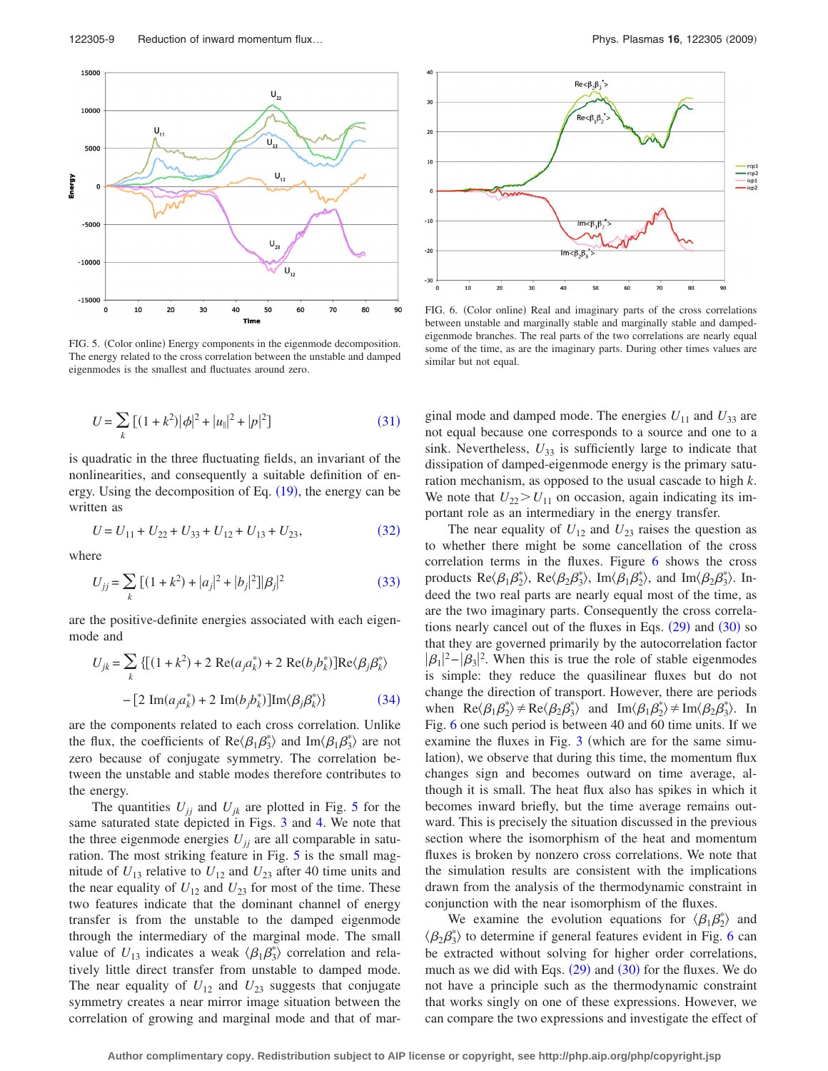FIG. 5. (Color online) Energy components in the eigenmode decomposition. The energy related to the cross correlation between the unstable and damped eigenmodes is the smallest and fluctuates around zero.

FIG. 6. (Color online) Real and imaginary parts of the cross correlations between unstable and marginally stable and marginally stable and damped-eigenmode branches. The real parts of the two correlations are nearly equal some of the time, as are the imaginary parts. During other times values are similar but not equal.

$$U = \sum_k [(1+k^2)|\phi|^2 + |u_\parallel|^2 + |p|^2] \tag{31}$$

is quadratic in the three fluctuating fields, an invariant of the nonlinearities, and consequently a suitable definition of energy. Using the decomposition of Eq. (19), the energy can be written as

$$U = U_{11} + U_{22} + U_{33} + U_{12} + U_{13} + U_{23}, \tag{32}$$

where

$$U_{jj} = \sum_k [(1+k^2) + |a_j|^2 + |b_j|^2]|\beta_j|^2 \tag{33}$$

are the positive-definite energies associated with each eigenmode and

$$U_{jk} = \sum_k \{[(1+k^2) + 2\,\mathrm{Re}(a_j a_k^*) + 2\,\mathrm{Re}(b_j b_k^*)]\mathrm{Re}\langle\beta_j\beta_k^*\rangle - [2\,\mathrm{Im}(a_j a_k^*) + 2\,\mathrm{Im}(b_j b_k^*)]\mathrm{Im}\langle\beta_j\beta_k^*\rangle\} \tag{34}$$

are the components related to each cross correlation. Unlike the flux, the coefficients of $\mathrm{Re}\langle\beta_1\beta_3^*\rangle$ and $\mathrm{Im}\langle\beta_1\beta_3^*\rangle$ are not zero because of conjugate symmetry. The correlation between the unstable and stable modes therefore contributes to the energy.

The quantities $U_{jj}$ and $U_{jk}$ are plotted in Fig. 5 for the same saturated state depicted in Figs. 3 and 4. We note that the three eigenmode energies $U_{jj}$ are all comparable in saturation. The most striking feature in Fig. 5 is the small magnitude of $U_{13}$ relative to $U_{12}$ and $U_{23}$ after 40 time units and the near equality of $U_{12}$ and $U_{23}$ for most of the time. These two features indicate that the dominant channel of energy transfer is from the unstable to the damped eigenmode through the intermediary of the marginal mode. The small value of $U_{13}$ indicates a weak $\langle\beta_1\beta_3^*\rangle$ correlation and relatively little direct transfer from unstable to damped mode. The near equality of $U_{12}$ and $U_{23}$ suggests that conjugate symmetry creates a near mirror image situation between the correlation of growing and marginal mode and that of marginal mode and damped mode. The energies $U_{11}$ and $U_{33}$ are not equal because one corresponds to a source and one to a sink. Nevertheless, $U_{33}$ is sufficiently large to indicate that dissipation of damped-eigenmode energy is the primary saturation mechanism, as opposed to the usual cascade to high $k$. We note that $U_{22} > U_{11}$ on occasion, again indicating its important role as an intermediary in the energy transfer.

The near equality of $U_{12}$ and $U_{23}$ raises the question as to whether there might be some cancellation of the cross correlation terms in the fluxes. Figure 6 shows the cross products $\mathrm{Re}\langle\beta_1\beta_2^*\rangle$, $\mathrm{Re}\langle\beta_2\beta_3^*\rangle$, $\mathrm{Im}\langle\beta_1\beta_2^*\rangle$, and $\mathrm{Im}\langle\beta_2\beta_3^*\rangle$. Indeed the two real parts are nearly equal most of the time, as are the two imaginary parts. Consequently the cross correlations nearly cancel out of the fluxes in Eqs. (29) and (30) so that they are governed primarily by the autocorrelation factor $|\beta_1|^2 - |\beta_3|^2$. When this is true the role of stable eigenmodes is simple: they reduce the quasilinear fluxes but do not change the direction of transport. However, there are periods when $\mathrm{Re}\langle\beta_1\beta_2^*\rangle \neq \mathrm{Re}\langle\beta_2\beta_3^*\rangle$ and $\mathrm{Im}\langle\beta_1\beta_2^*\rangle \neq \mathrm{Im}\langle\beta_2\beta_3^*\rangle$. In Fig. 6 one such period is between 40 and 60 time units. If we examine the fluxes in Fig. 3 (which are for the same simulation), we observe that during this time, the momentum flux changes sign and becomes outward on time average, although it is small. The heat flux also has spikes in which it becomes inward briefly, but the time average remains outward. This is precisely the situation discussed in the previous section where the isomorphism of the heat and momentum fluxes is broken by nonzero cross correlations. We note that the simulation results are consistent with the implications drawn from the analysis of the thermodynamic constraint in conjunction with the near isomorphism of the fluxes.

We examine the evolution equations for $\langle\beta_1\beta_2^*\rangle$ and $\langle\beta_2\beta_3^*\rangle$ to determine if general features evident in Fig. 6 can be extracted without solving for higher order correlations, much as we did with Eqs. (29) and (30) for the fluxes. We do not have a principle such as the thermodynamic constraint that works singly on one of these expressions. However, we can compare the two expressions and investigate the effect of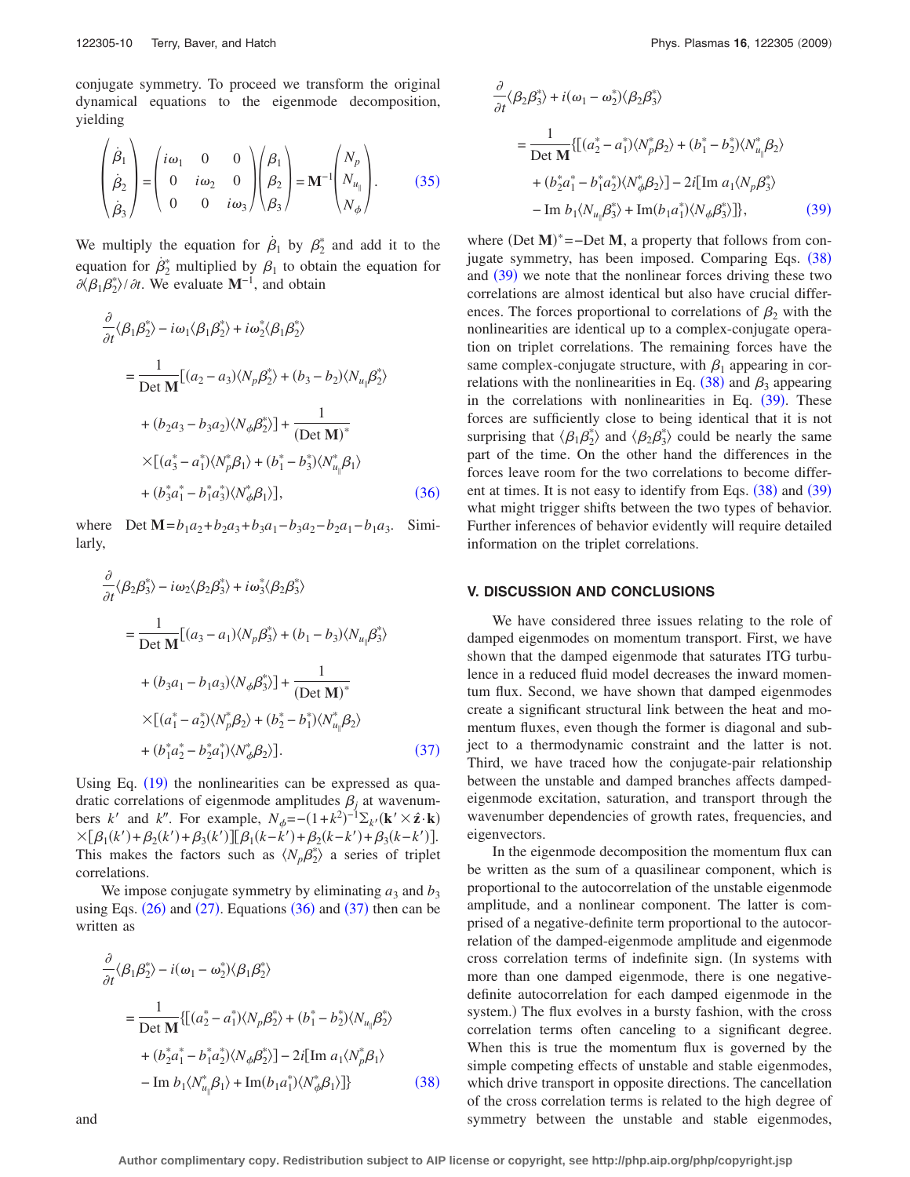conjugate symmetry. To proceed we transform the original dynamical equations to the eigenmode decomposition, yielding

$$\begin{pmatrix} \dot{\beta}_1 \\ \dot{\beta}_2 \\ \dot{\beta}_3 \end{pmatrix} = \begin{pmatrix} i\omega_1 & 0 & 0 \\ 0 & i\omega_2 & 0 \\ 0 & 0 & i\omega_3 \end{pmatrix} \begin{pmatrix} \beta_1 \\ \beta_2 \\ \beta_3 \end{pmatrix} = \mathbf{M}^{-1} \begin{pmatrix} N_p \\ N_{u_\parallel} \\ N_\phi \end{pmatrix}. \tag{35}$$

We multiply the equation for $\dot{\beta}_1$ by $\beta_2^*$ and add it to the equation for $\dot{\beta}_2^*$ multiplied by $\beta_1$ to obtain the equation for $\partial\langle\beta_1\beta_2^*\rangle/\partial t$. We evaluate $\mathbf{M}^{-1}$, and obtain

$$\begin{aligned} &\frac{\partial}{\partial t}\langle\beta_1\beta_2^*\rangle - i\omega_1\langle\beta_1\beta_2^*\rangle + i\omega_2^*\langle\beta_1\beta_2^*\rangle \\ &= \frac{1}{\mathrm{Det}\,\mathbf{M}}[(a_2-a_3)\langle N_p\beta_2^*\rangle + (b_3-b_2)\langle N_{u_\parallel}\beta_2^*\rangle \\ &\quad + (b_2a_3 - b_3a_2)\langle N_\phi\beta_2^*\rangle] + \frac{1}{(\mathrm{Det}\,\mathbf{M})^*} \\ &\quad \times[(a_3^*-a_1^*)\langle N_p^*\beta_1\rangle + (b_1^*-b_3^*)\langle N_{u_\parallel}^*\beta_1\rangle \\ &\quad + (b_3^*a_1^* - b_1^*a_3^*)\langle N_\phi^*\beta_1\rangle], \end{aligned} \tag{36}$$

where $\mathrm{Det}\,\mathbf{M} = b_1a_2 + b_2a_3 + b_3a_1 - b_3a_2 - b_2a_1 - b_1a_3$. Similarly,

$$\begin{aligned} &\frac{\partial}{\partial t}\langle\beta_2\beta_3^*\rangle - i\omega_2\langle\beta_2\beta_3^*\rangle + i\omega_3^*\langle\beta_2\beta_3^*\rangle \\ &= \frac{1}{\mathrm{Det}\,\mathbf{M}}[(a_3-a_1)\langle N_p\beta_3^*\rangle + (b_1-b_3)\langle N_{u_\parallel}\beta_3^*\rangle \\ &\quad + (b_3a_1 - b_1a_3)\langle N_\phi\beta_3^*\rangle] + \frac{1}{(\mathrm{Det}\,\mathbf{M})^*} \\ &\quad \times[(a_1^*-a_2^*)\langle N_p^*\beta_2\rangle + (b_2^*-b_1^*)\langle N_{u_\parallel}^*\beta_2\rangle \\ &\quad + (b_1^*a_2^* - b_2^*a_1^*)\langle N_\phi^*\beta_2\rangle]. \end{aligned} \tag{37}$$

Using Eq. (19) the nonlinearities can be expressed as quadratic correlations of eigenmode amplitudes $\beta_j$ at wavenumbers $k'$ and $k''$. For example, $N_\phi = -(1+k^2)^{-1}\Sigma_{k'}(\mathbf{k}'\times\hat{\mathbf{z}}\cdot\mathbf{k}) \times[\beta_1(k')+\beta_2(k')+\beta_3(k')][\beta_1(k-k')+\beta_2(k-k')+\beta_3(k-k')]$. This makes the factors such as $\langle N_p\beta_2^*\rangle$ a series of triplet correlations.

We impose conjugate symmetry by eliminating $a_3$ and $b_3$ using Eqs. (26) and (27). Equations (36) and (37) then can be written as

$$\begin{aligned} &\frac{\partial}{\partial t}\langle\beta_1\beta_2^*\rangle - i(\omega_1 - \omega_2^*)\langle\beta_1\beta_2^*\rangle \\ &= \frac{1}{\mathrm{Det}\,\mathbf{M}}\{[(a_2^*-a_1^*)\langle N_p\beta_2^*\rangle + (b_1^*-b_2^*)\langle N_{u_\parallel}\beta_2^*\rangle \\ &\quad + (b_2^*a_1^* - b_1^*a_2^*)\langle N_\phi\beta_2^*\rangle] - 2i[\mathrm{Im}\,a_1\langle N_p^*\beta_1\rangle \\ &\quad - \mathrm{Im}\,b_1\langle N_{u_\parallel}^*\beta_1\rangle + \mathrm{Im}(b_1a_1^*)\langle N_\phi^*\beta_1\rangle]\} \end{aligned} \tag{38}$$

and

$$\begin{aligned} &\frac{\partial}{\partial t}\langle\beta_2\beta_3^*\rangle + i(\omega_1 - \omega_2^*)\langle\beta_2\beta_3^*\rangle \\ &= \frac{1}{\mathrm{Det}\,\mathbf{M}}\{[(a_2^*-a_1^*)\langle N_p^*\beta_2\rangle + (b_1^*-b_2^*)\langle N_{u_\parallel}^*\beta_2\rangle \\ &\quad + (b_2^*a_1^* - b_1^*a_2^*)\langle N_\phi^*\beta_2\rangle] - 2i[\mathrm{Im}\,a_1\langle N_p\beta_3^*\rangle \\ &\quad - \mathrm{Im}\,b_1\langle N_{u_\parallel}\beta_3^*\rangle + \mathrm{Im}(b_1a_1^*)\langle N_\phi\beta_3^*\rangle]\}, \end{aligned} \tag{39}$$

where $(\mathrm{Det}\,\mathbf{M})^* = -\mathrm{Det}\,\mathbf{M}$, a property that follows from conjugate symmetry, has been imposed. Comparing Eqs. (38) and (39) we note that the nonlinear forces driving these two correlations are almost identical but also have crucial differences. The forces proportional to correlations of $\beta_2$ with the nonlinearities are identical up to a complex-conjugate operation on triplet correlations. The remaining forces have the same complex-conjugate structure, with $\beta_1$ appearing in correlations with the nonlinearities in Eq. (38) and $\beta_3$ appearing in the correlations with nonlinearities in Eq. (39). These forces are sufficiently close to being identical that it is not surprising that $\langle\beta_1\beta_2^*\rangle$ and $\langle\beta_2\beta_3^*\rangle$ could be nearly the same part of the time. On the other hand the differences in the forces leave room for the two correlations to become different at times. It is not easy to identify from Eqs. (38) and (39) what might trigger shifts between the two types of behavior. Further inferences of behavior evidently will require detailed information on the triplet correlations.

## V. DISCUSSION AND CONCLUSIONS

We have considered three issues relating to the role of damped eigenmodes on momentum transport. First, we have shown that the damped eigenmode that saturates ITG turbulence in a reduced fluid model decreases the inward momentum flux. Second, we have shown that damped eigenmodes create a significant structural link between the heat and momentum fluxes, even though the former is diagonal and subject to a thermodynamic constraint and the latter is not. Third, we have traced how the conjugate-pair relationship between the unstable and damped branches affects damped-eigenmode excitation, saturation, and transport through the wavenumber dependencies of growth rates, frequencies, and eigenvectors.

In the eigenmode decomposition the momentum flux can be written as the sum of a quasilinear component, which is proportional to the autocorrelation of the unstable eigenmode amplitude, and a nonlinear component. The latter is comprised of a negative-definite term proportional to the autocorrelation of the damped-eigenmode amplitude and eigenmode cross correlation terms of indefinite sign. (In systems with more than one damped eigenmode, there is one negative-definite autocorrelation for each damped eigenmode in the system.) The flux evolves in a bursty fashion, with the cross correlation terms often canceling to a significant degree. When this is true the momentum flux is governed by the simple competing effects of unstable and stable eigenmodes, which drive transport in opposite directions. The cancellation of the cross correlation terms is related to the high degree of symmetry between the unstable and stable eigenmodes,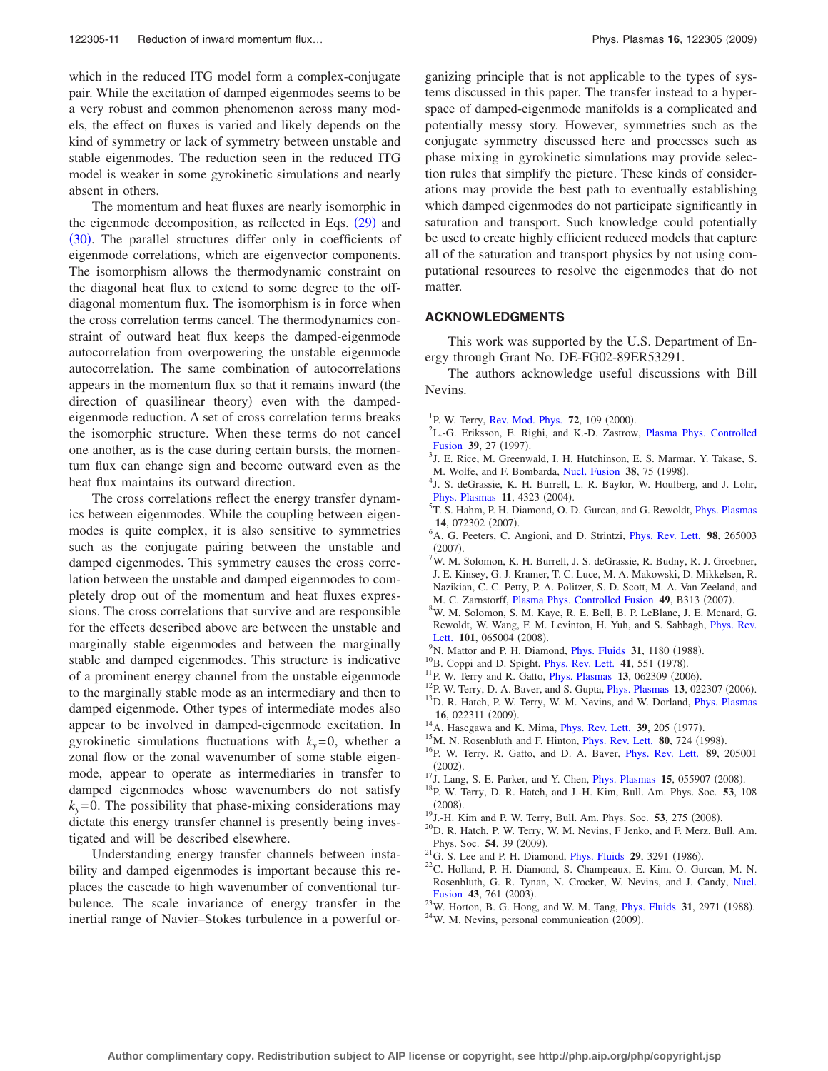which in the reduced ITG model form a complex-conjugate pair. While the excitation of damped eigenmodes seems to be a very robust and common phenomenon across many models, the effect on fluxes is varied and likely depends on the kind of symmetry or lack of symmetry between unstable and stable eigenmodes. The reduction seen in the reduced ITG model is weaker in some gyrokinetic simulations and nearly absent in others.

The momentum and heat fluxes are nearly isomorphic in the eigenmode decomposition, as reflected in Eqs. (29) and (30). The parallel structures differ only in coefficients of eigenmode correlations, which are eigenvector components. The isomorphism allows the thermodynamic constraint on the diagonal heat flux to extend to some degree to the off-diagonal momentum flux. The isomorphism is in force when the cross correlation terms cancel. The thermodynamics constraint of outward heat flux keeps the damped-eigenmode autocorrelation from overpowering the unstable eigenmode autocorrelation. The same combination of autocorrelations appears in the momentum flux so that it remains inward (the direction of quasilinear theory) even with the damped-eigenmode reduction. A set of cross correlation terms breaks the isomorphic structure. When these terms do not cancel one another, as is the case during certain bursts, the momentum flux can change sign and become outward even as the heat flux maintains its outward direction.

The cross correlations reflect the energy transfer dynamics between eigenmodes. While the coupling between eigenmodes is quite complex, it is also sensitive to symmetries such as the conjugate pairing between the unstable and damped eigenmodes. This symmetry causes the cross correlation between the unstable and damped eigenmodes to completely drop out of the momentum and heat fluxes expressions. The cross correlations that survive and are responsible for the effects described above are between the unstable and marginally stable eigenmodes and between the marginally stable and damped eigenmodes. This structure is indicative of a prominent energy channel from the unstable eigenmode to the marginally stable mode as an intermediary and then to damped eigenmode. Other types of intermediate modes also appear to be involved in damped-eigenmode excitation. In gyrokinetic simulations fluctuations with $k_y=0$, whether a zonal flow or the zonal wavenumber of some stable eigenmode, appear to operate as intermediaries in transfer to damped eigenmodes whose wavenumbers do not satisfy $k_y=0$. The possibility that phase-mixing considerations may dictate this energy transfer channel is presently being investigated and will be described elsewhere.

Understanding energy transfer channels between instability and damped eigenmodes is important because this replaces the cascade to high wavenumber of conventional turbulence. The scale invariance of energy transfer in the inertial range of Navier–Stokes turbulence in a powerful organizing principle that is not applicable to the types of systems discussed in this paper. The transfer instead to a hyperspace of damped-eigenmode manifolds is a complicated and potentially messy story. However, symmetries such as the conjugate symmetry discussed here and processes such as phase mixing in gyrokinetic simulations may provide selection rules that simplify the picture. These kinds of considerations may provide the best path to eventually establishing which damped eigenmodes do not participate significantly in saturation and transport. Such knowledge could potentially be used to create highly efficient reduced models that capture all of the saturation and transport physics by not using computational resources to resolve the eigenmodes that do not matter.

## ACKNOWLEDGMENTS

This work was supported by the U.S. Department of Energy through Grant No. DE-FG02-89ER53291.

The authors acknowledge useful discussions with Bill Nevins.

[1] P. W. Terry, Rev. Mod. Phys. **72**, 109 (2000).
[2] L.-G. Eriksson, E. Righi, and K.-D. Zastrow, Plasma Phys. Controlled Fusion **39**, 27 (1997).
[3] J. E. Rice, M. Greenwald, I. H. Hutchinson, E. S. Marmar, Y. Takase, S. M. Wolfe, and F. Bombarda, Nucl. Fusion **38**, 75 (1998).
[4] J. S. deGrassie, K. H. Burrell, L. R. Baylor, W. Houlberg, and J. Lohr, Phys. Plasmas **11**, 4323 (2004).
[5] T. S. Hahm, P. H. Diamond, O. D. Gurcan, and G. Rewoldt, Phys. Plasmas **14**, 072302 (2007).
[6] A. G. Peeters, C. Angioni, and D. Strintzi, Phys. Rev. Lett. **98**, 265003 (2007).
[7] W. M. Solomon, K. H. Burrell, J. S. deGrassie, R. Budny, R. J. Groebner, J. E. Kinsey, G. J. Kramer, T. C. Luce, M. A. Makowski, D. Mikkelsen, R. Nazikian, C. C. Petty, P. A. Politzer, S. D. Scott, M. A. Van Zeeland, and M. C. Zarnstorff, Plasma Phys. Controlled Fusion **49**, B313 (2007).
[8] W. M. Solomon, S. M. Kaye, R. E. Bell, B. P. LeBlanc, J. E. Menard, G. Rewoldt, W. Wang, F. M. Levinton, H. Yuh, and S. Sabbagh, Phys. Rev. Lett. **101**, 065004 (2008).
[9] N. Mattor and P. H. Diamond, Phys. Fluids **31**, 1180 (1988).
[10] B. Coppi and D. Spight, Phys. Rev. Lett. **41**, 551 (1978).
[11] P. W. Terry and R. Gatto, Phys. Plasmas **13**, 062309 (2006).
[12] P. W. Terry, D. A. Baver, and S. Gupta, Phys. Plasmas **13**, 022307 (2006).
[13] D. R. Hatch, P. W. Terry, W. M. Nevins, and W. Dorland, Phys. Plasmas **16**, 022311 (2009).
[14] A. Hasegawa and K. Mima, Phys. Rev. Lett. **39**, 205 (1977).
[15] M. N. Rosenbluth and F. Hinton, Phys. Rev. Lett. **80**, 724 (1998).
[16] P. W. Terry, R. Gatto, and D. A. Baver, Phys. Rev. Lett. **89**, 205001 (2002).
[17] J. Lang, S. E. Parker, and Y. Chen, Phys. Plasmas **15**, 055907 (2008).
[18] P. W. Terry, D. R. Hatch, and J.-H. Kim, Bull. Am. Phys. Soc. **53**, 108 (2008).
[19] J.-H. Kim and P. W. Terry, Bull. Am. Phys. Soc. **53**, 275 (2008).
[20] D. R. Hatch, P. W. Terry, W. M. Nevins, F Jenko, and F. Merz, Bull. Am. Phys. Soc. **54**, 39 (2009).
[21] G. S. Lee and P. H. Diamond, Phys. Fluids **29**, 3291 (1986).
[22] C. Holland, P. H. Diamond, S. Champeaux, E. Kim, O. Gurcan, M. N. Rosenbluth, G. R. Tynan, N. Crocker, W. Nevins, and J. Candy, Nucl. Fusion **43**, 761 (2003).
[23] W. Horton, B. G. Hong, and W. M. Tang, Phys. Fluids **31**, 2971 (1988).
[24] W. M. Nevins, personal communication (2009).